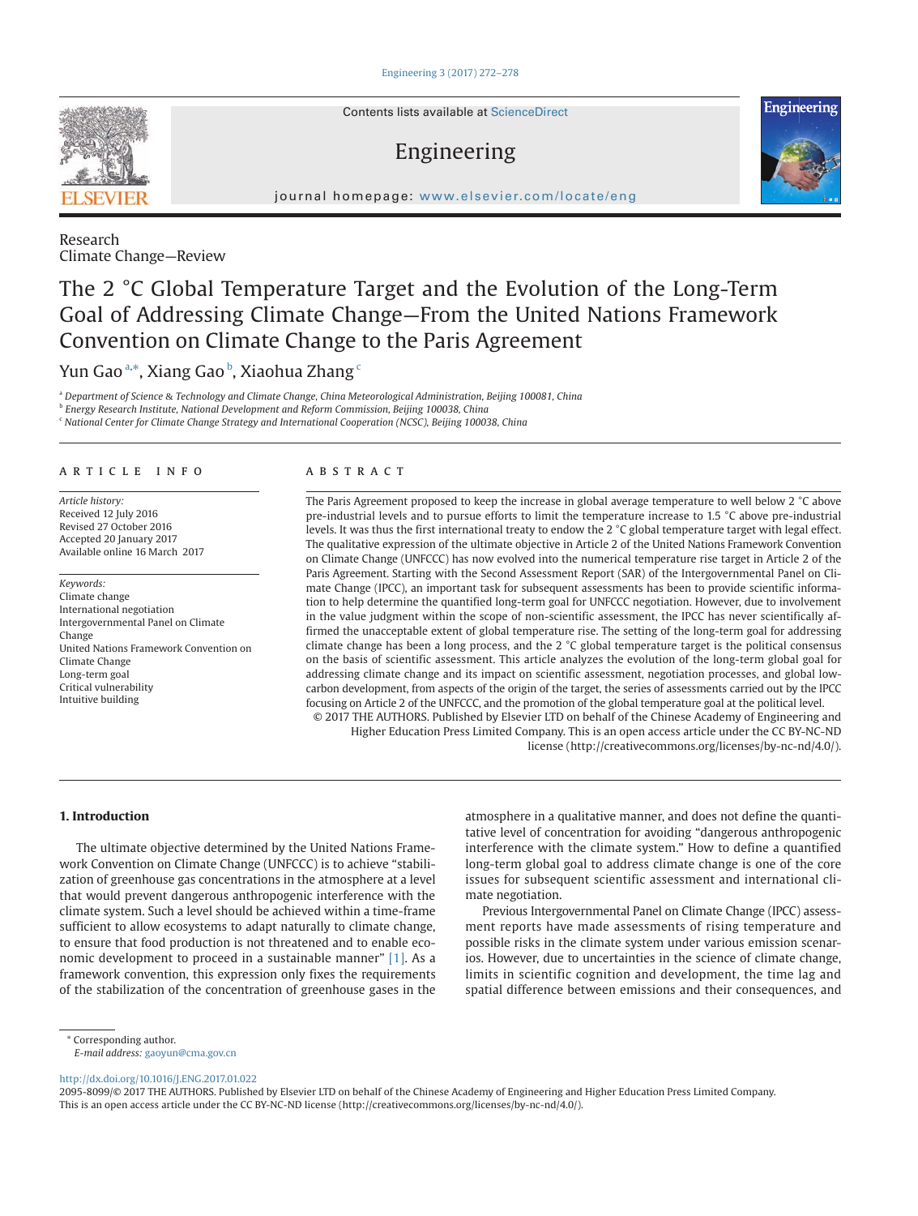Research
Climate Change—Review

# The 2 °C Global Temperature Target and the Evolution of the Long-Term Goal of Addressing Climate Change—From the United Nations Framework Convention on Climate Change to the Paris Agreement

Yun Gao [a,*], Xiang Gao [b], Xiaohua Zhang [c]

[a] Department of Science & Technology and Climate Change, China Meteorological Administration, Beijing 100081, China
[b] Energy Research Institute, National Development and Reform Commission, Beijing 100038, China
[c] National Center for Climate Change Strategy and International Cooperation (NCSC), Beijing 100038, China

## ARTICLE INFO

*Article history:*
Received 12 July 2016
Revised 27 October 2016
Accepted 20 January 2017
Available online 16 March 2017

*Keywords:*
Climate change
International negotiation
Intergovernmental Panel on Climate Change
United Nations Framework Convention on Climate Change
Long-term goal
Critical vulnerability
Intuitive building

## ABSTRACT

The Paris Agreement proposed to keep the increase in global average temperature to well below 2 °C above pre-industrial levels and to pursue efforts to limit the temperature increase to 1.5 °C above pre-industrial levels. It was thus the first international treaty to endow the 2 °C global temperature target with legal effect. The qualitative expression of the ultimate objective in Article 2 of the United Nations Framework Convention on Climate Change (UNFCCC) has now evolved into the numerical temperature rise target in Article 2 of the Paris Agreement. Starting with the Second Assessment Report (SAR) of the Intergovernmental Panel on Climate Change (IPCC), an important task for subsequent assessments has been to provide scientific information to help determine the quantified long-term goal for UNFCCC negotiation. However, due to involvement in the value judgment within the scope of non-scientific assessment, the IPCC has never scientifically affirmed the unacceptable extent of global temperature rise. The setting of the long-term goal for addressing climate change has been a long process, and the 2 °C global temperature target is the political consensus on the basis of scientific assessment. This article analyzes the evolution of the long-term global goal for addressing climate change and its impact on scientific assessment, negotiation processes, and global low-carbon development, from aspects of the origin of the target, the series of assessments carried out by the IPCC focusing on Article 2 of the UNFCCC, and the promotion of the global temperature goal at the political level.

© 2017 THE AUTHORS. Published by Elsevier LTD on behalf of the Chinese Academy of Engineering and Higher Education Press Limited Company. This is an open access article under the CC BY-NC-ND license (http://creativecommons.org/licenses/by-nc-nd/4.0/).

## 1. Introduction

The ultimate objective determined by the United Nations Framework Convention on Climate Change (UNFCCC) is to achieve "stabilization of greenhouse gas concentrations in the atmosphere at a level that would prevent dangerous anthropogenic interference with the climate system. Such a level should be achieved within a time-frame sufficient to allow ecosystems to adapt naturally to climate change, to ensure that food production is not threatened and to enable economic development to proceed in a sustainable manner" [1]. As a framework convention, this expression only fixes the requirements of the stabilization of the concentration of greenhouse gases in the atmosphere in a qualitative manner, and does not define the quantitative level of concentration for avoiding "dangerous anthropogenic interference with the climate system." How to define a quantified long-term global goal to address climate change is one of the core issues for subsequent scientific assessment and international climate negotiation.

Previous Intergovernmental Panel on Climate Change (IPCC) assessment reports have made assessments of rising temperature and possible risks in the climate system under various emission scenarios. However, due to uncertainties in the science of climate change, limits in scientific cognition and development, the time lag and spatial difference between emissions and their consequences, and

* Corresponding author.
*E-mail address:* gaoyun@cma.gov.cn

http://dx.doi.org/10.1016/J.ENG.2017.01.022
2095-8099/© 2017 THE AUTHORS. Published by Elsevier LTD on behalf of the Chinese Academy of Engineering and Higher Education Press Limited Company. This is an open access article under the CC BY-NC-ND license (http://creativecommons.org/licenses/by-nc-nd/4.0/).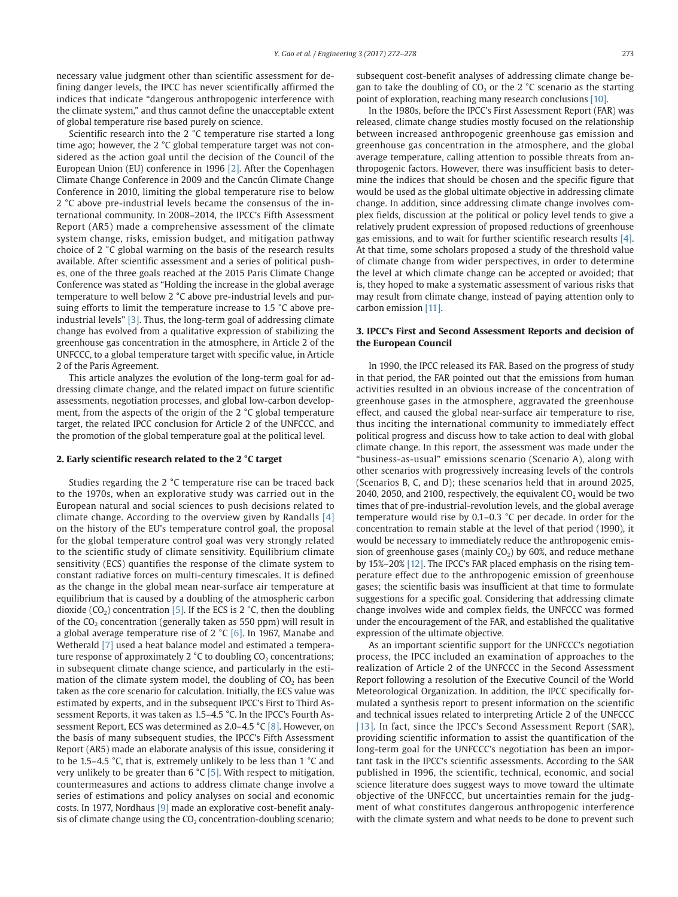necessary value judgment other than scientific assessment for defining danger levels, the IPCC has never scientifically affirmed the indices that indicate "dangerous anthropogenic interference with the climate system," and thus cannot define the unacceptable extent of global temperature rise based purely on science.

Scientific research into the 2 °C temperature rise started a long time ago; however, the 2 °C global temperature target was not considered as the action goal until the decision of the Council of the European Union (EU) conference in 1996 [2]. After the Copenhagen Climate Change Conference in 2009 and the Cancún Climate Change Conference in 2010, limiting the global temperature rise to below 2 °C above pre-industrial levels became the consensus of the international community. In 2008–2014, the IPCC's Fifth Assessment Report (AR5) made a comprehensive assessment of the climate system change, risks, emission budget, and mitigation pathway choice of 2 °C global warming on the basis of the research results available. After scientific assessment and a series of political pushes, one of the three goals reached at the 2015 Paris Climate Change Conference was stated as "Holding the increase in the global average temperature to well below 2 °C above pre-industrial levels and pursuing efforts to limit the temperature increase to 1.5 °C above pre-industrial levels" [3]. Thus, the long-term goal of addressing climate change has evolved from a qualitative expression of stabilizing the greenhouse gas concentration in the atmosphere, in Article 2 of the UNFCCC, to a global temperature target with specific value, in Article 2 of the Paris Agreement.

This article analyzes the evolution of the long-term goal for addressing climate change, and the related impact on future scientific assessments, negotiation processes, and global low-carbon development, from the aspects of the origin of the 2 °C global temperature target, the related IPCC conclusion for Article 2 of the UNFCCC, and the promotion of the global temperature goal at the political level.

## 2. Early scientific research related to the 2 °C target

Studies regarding the 2 °C temperature rise can be traced back to the 1970s, when an explorative study was carried out in the European natural and social sciences to push decisions related to climate change. According to the overview given by Randalls [4] on the history of the EU's temperature control goal, the proposal for the global temperature control goal was very strongly related to the scientific study of climate sensitivity. Equilibrium climate sensitivity (ECS) quantifies the response of the climate system to constant radiative forces on multi-century timescales. It is defined as the change in the global mean near-surface air temperature at equilibrium that is caused by a doubling of the atmospheric carbon dioxide ($CO_2$) concentration [5]. If the ECS is 2 °C, then the doubling of the $CO_2$ concentration (generally taken as 550 ppm) will result in a global average temperature rise of 2 °C [6]. In 1967, Manabe and Wetherald [7] used a heat balance model and estimated a temperature response of approximately 2 °C to doubling $CO_2$ concentrations; in subsequent climate change science, and particularly in the estimation of the climate system model, the doubling of $CO_2$ has been taken as the core scenario for calculation. Initially, the ECS value was estimated by experts, and in the subsequent IPCC's First to Third Assessment Reports, it was taken as 1.5–4.5 °C. In the IPCC's Fourth Assessment Report, ECS was determined as 2.0–4.5 °C [8]. However, on the basis of many subsequent studies, the IPCC's Fifth Assessment Report (AR5) made an elaborate analysis of this issue, considering it to be 1.5–4.5 °C, that is, extremely unlikely to be less than 1 °C and very unlikely to be greater than 6 °C [5]. With respect to mitigation, countermeasures and actions to address climate change involve a series of estimations and policy analyses on social and economic costs. In 1977, Nordhaus [9] made an explorative cost-benefit analysis of climate change using the $CO_2$ concentration-doubling scenario; subsequent cost-benefit analyses of addressing climate change began to take the doubling of $CO_2$ or the 2 °C scenario as the starting point of exploration, reaching many research conclusions [10].

In the 1980s, before the IPCC's First Assessment Report (FAR) was released, climate change studies mostly focused on the relationship between increased anthropogenic greenhouse gas emission and greenhouse gas concentration in the atmosphere, and the global average temperature, calling attention to possible threats from anthropogenic factors. However, there was insufficient basis to determine the indices that should be chosen and the specific figure that would be used as the global ultimate objective in addressing climate change. In addition, since addressing climate change involves complex fields, discussion at the political or policy level tends to give a relatively prudent expression of proposed reductions of greenhouse gas emissions, and to wait for further scientific research results [4]. At that time, some scholars proposed a study of the threshold value of climate change from wider perspectives, in order to determine the level at which climate change can be accepted or avoided; that is, they hoped to make a systematic assessment of various risks that may result from climate change, instead of paying attention only to carbon emission [11].

## 3. IPCC's First and Second Assessment Reports and decision of the European Council

In 1990, the IPCC released its FAR. Based on the progress of study in that period, the FAR pointed out that the emissions from human activities resulted in an obvious increase of the concentration of greenhouse gases in the atmosphere, aggravated the greenhouse effect, and caused the global near-surface air temperature to rise, thus inciting the international community to immediately effect political progress and discuss how to take action to deal with global climate change. In this report, the assessment was made under the "business-as-usual" emissions scenario (Scenario A), along with other scenarios with progressively increasing levels of the controls (Scenarios B, C, and D); these scenarios held that in around 2025, 2040, 2050, and 2100, respectively, the equivalent $CO_2$ would be two times that of pre-industrial-revolution levels, and the global average temperature would rise by 0.1–0.3 °C per decade. In order for the concentration to remain stable at the level of that period (1990), it would be necessary to immediately reduce the anthropogenic emission of greenhouse gases (mainly $CO_2$) by 60%, and reduce methane by 15%–20% [12]. The IPCC's FAR placed emphasis on the rising temperature effect due to the anthropogenic emission of greenhouse gases; the scientific basis was insufficient at that time to formulate suggestions for a specific goal. Considering that addressing climate change involves wide and complex fields, the UNFCCC was formed under the encouragement of the FAR, and established the qualitative expression of the ultimate objective.

As an important scientific support for the UNFCCC's negotiation process, the IPCC included an examination of approaches to the realization of Article 2 of the UNFCCC in the Second Assessment Report following a resolution of the Executive Council of the World Meteorological Organization. In addition, the IPCC specifically formulated a synthesis report to present information on the scientific and technical issues related to interpreting Article 2 of the UNFCCC [13]. In fact, since the IPCC's Second Assessment Report (SAR), providing scientific information to assist the quantification of the long-term goal for the UNFCCC's negotiation has been an important task in the IPCC's scientific assessments. According to the SAR published in 1996, the scientific, technical, economic, and social science literature does suggest ways to move toward the ultimate objective of the UNFCCC, but uncertainties remain for the judgment of what constitutes dangerous anthropogenic interference with the climate system and what needs to be done to prevent such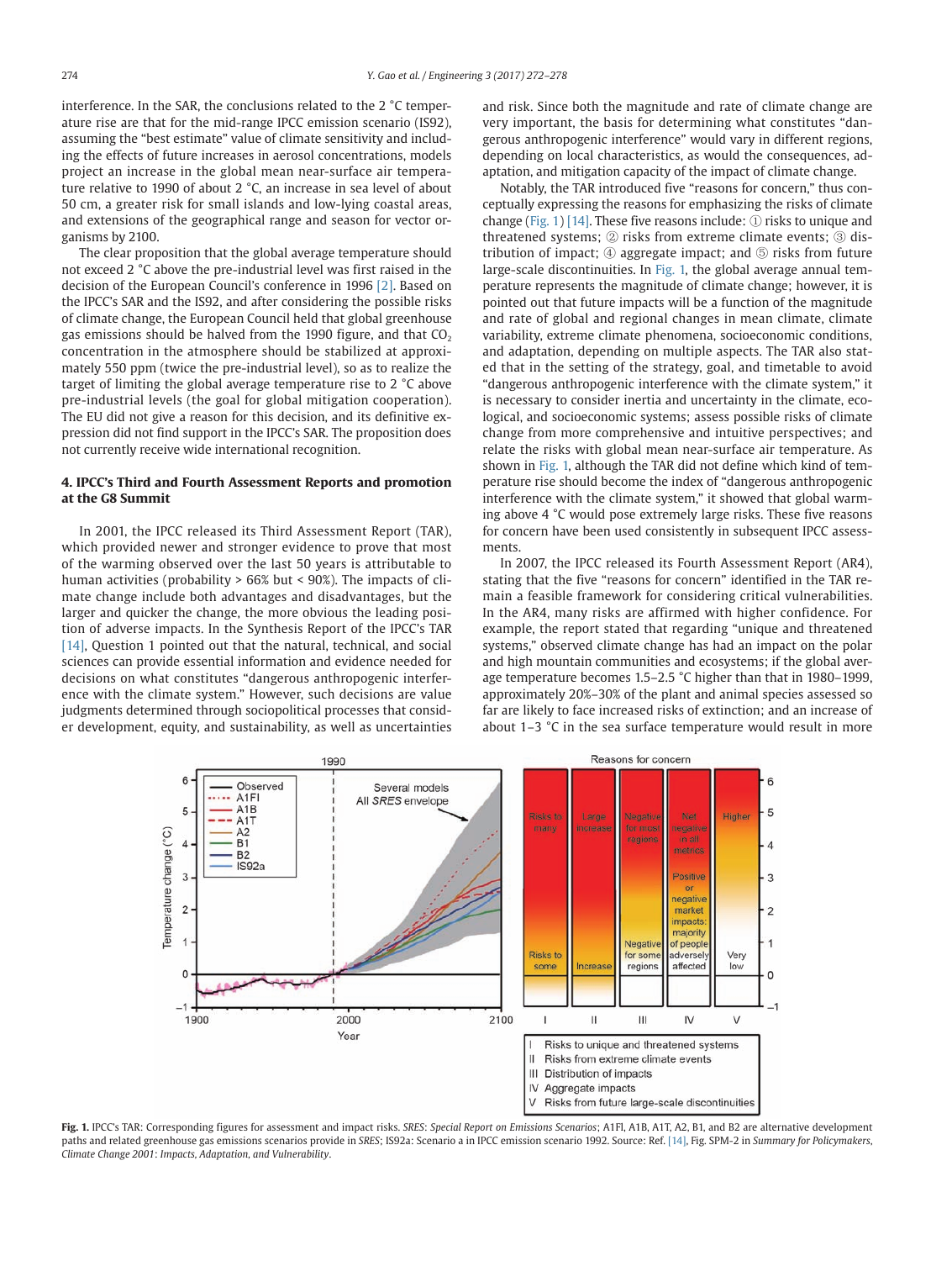interference. In the SAR, the conclusions related to the 2 °C temperature rise are that for the mid-range IPCC emission scenario (IS92), assuming the "best estimate" value of climate sensitivity and including the effects of future increases in aerosol concentrations, models project an increase in the global mean near-surface air temperature relative to 1990 of about 2 °C, an increase in sea level of about 50 cm, a greater risk for small islands and low-lying coastal areas, and extensions of the geographical range and season for vector organisms by 2100.

The clear proposition that the global average temperature should not exceed 2 °C above the pre-industrial level was first raised in the decision of the European Council's conference in 1996 [2]. Based on the IPCC's SAR and the IS92, and after considering the possible risks of climate change, the European Council held that global greenhouse gas emissions should be halved from the 1990 figure, and that $CO_2$ concentration in the atmosphere should be stabilized at approximately 550 ppm (twice the pre-industrial level), so as to realize the target of limiting the global average temperature rise to 2 °C above pre-industrial levels (the goal for global mitigation cooperation). The EU did not give a reason for this decision, and its definitive expression did not find support in the IPCC's SAR. The proposition does not currently receive wide international recognition.

## 4. IPCC's Third and Fourth Assessment Reports and promotion at the G8 Summit

In 2001, the IPCC released its Third Assessment Report (TAR), which provided newer and stronger evidence to prove that most of the warming observed over the last 50 years is attributable to human activities (probability > 66% but < 90%). The impacts of climate change include both advantages and disadvantages, but the larger and quicker the change, the more obvious the leading position of adverse impacts. In the Synthesis Report of the IPCC's TAR [14], Question 1 pointed out that the natural, technical, and social sciences can provide essential information and evidence needed for decisions on what constitutes "dangerous anthropogenic interference with the climate system." However, such decisions are value judgments determined through sociopolitical processes that consider development, equity, and sustainability, as well as uncertainties and risk. Since both the magnitude and rate of climate change are very important, the basis for determining what constitutes "dangerous anthropogenic interference" would vary in different regions, depending on local characteristics, as would the consequences, adaptation, and mitigation capacity of the impact of climate change.

Notably, the TAR introduced five "reasons for concern," thus conceptually expressing the reasons for emphasizing the risks of climate change (Fig. 1) [14]. These five reasons include: ① risks to unique and threatened systems; ② risks from extreme climate events; ③ distribution of impact; ④ aggregate impact; and ⑤ risks from future large-scale discontinuities. In Fig. 1, the global average annual temperature represents the magnitude of climate change; however, it is pointed out that future impacts will be a function of the magnitude and rate of global and regional changes in mean climate, climate variability, extreme climate phenomena, socioeconomic conditions, and adaptation, depending on multiple aspects. The TAR also stated that in the setting of the strategy, goal, and timetable to avoid "dangerous anthropogenic interference with the climate system," it is necessary to consider inertia and uncertainty in the climate, ecological, and socioeconomic systems; assess possible risks of climate change from more comprehensive and intuitive perspectives; and relate the risks with global mean near-surface air temperature. As shown in Fig. 1, although the TAR did not define which kind of temperature rise should become the index of "dangerous anthropogenic interference with the climate system," it showed that global warming above 4 °C would pose extremely large risks. These five reasons for concern have been used consistently in subsequent IPCC assessments.

In 2007, the IPCC released its Fourth Assessment Report (AR4), stating that the five "reasons for concern" identified in the TAR remain a feasible framework for considering critical vulnerabilities. In the AR4, many risks are affirmed with higher confidence. For example, the report stated that regarding "unique and threatened systems," observed climate change has had an impact on the polar and high mountain communities and ecosystems; if the global average temperature becomes 1.5–2.5 °C higher than that in 1980–1999, approximately 20%–30% of the plant and animal species assessed so far are likely to face increased risks of extinction; and an increase of about 1–3 °C in the sea surface temperature would result in more

**Fig. 1.** IPCC's TAR: Corresponding figures for assessment and impact risks. *SRES*: *Special Report on Emissions Scenarios*; A1FI, A1B, A1T, A2, B1, and B2 are alternative development paths and related greenhouse gas emissions scenarios provide in *SRES*; IS92a: Scenario a in IPCC emission scenario 1992. Source: Ref. [14], Fig. SPM-2 in *Summary for Policymakers*, *Climate Change 2001: Impacts, Adaptation, and Vulnerability*.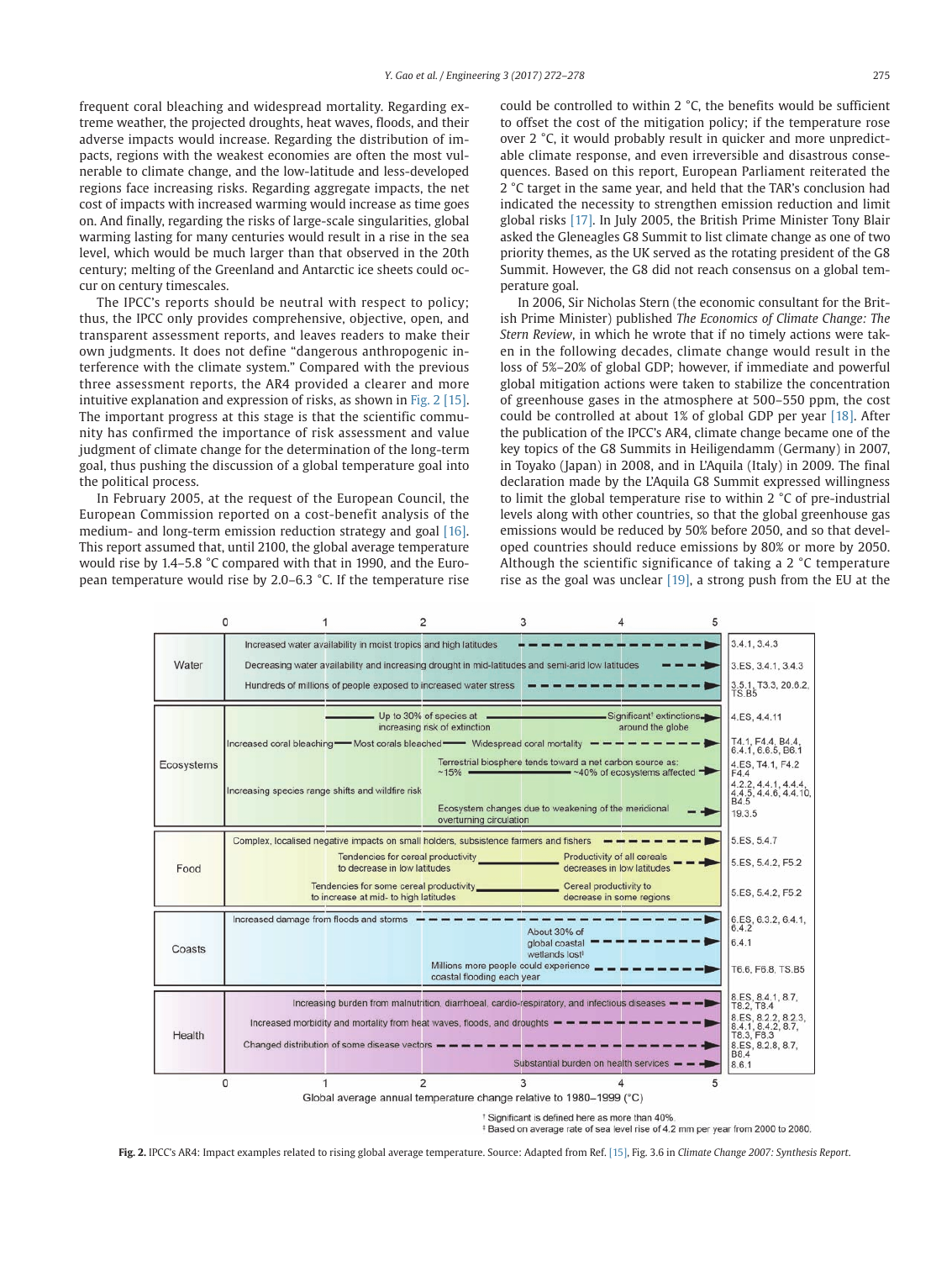frequent coral bleaching and widespread mortality. Regarding extreme weather, the projected droughts, heat waves, floods, and their adverse impacts would increase. Regarding the distribution of impacts, regions with the weakest economies are often the most vulnerable to climate change, and the low-latitude and less-developed regions face increasing risks. Regarding aggregate impacts, the net cost of impacts with increased warming would increase as time goes on. And finally, regarding the risks of large-scale singularities, global warming lasting for many centuries would result in a rise in the sea level, which would be much larger than that observed in the 20th century; melting of the Greenland and Antarctic ice sheets could occur on century timescales.

The IPCC's reports should be neutral with respect to policy; thus, the IPCC only provides comprehensive, objective, open, and transparent assessment reports, and leaves readers to make their own judgments. It does not define "dangerous anthropogenic interference with the climate system." Compared with the previous three assessment reports, the AR4 provided a clearer and more intuitive explanation and expression of risks, as shown in Fig. 2 [15]. The important progress at this stage is that the scientific community has confirmed the importance of risk assessment and value judgment of climate change for the determination of the long-term goal, thus pushing the discussion of a global temperature goal into the political process.

In February 2005, at the request of the European Council, the European Commission reported on a cost-benefit analysis of the medium- and long-term emission reduction strategy and goal [16]. This report assumed that, until 2100, the global average temperature would rise by 1.4–5.8 °C compared with that in 1990, and the European temperature would rise by 2.0–6.3 °C. If the temperature rise could be controlled to within 2 °C, the benefits would be sufficient to offset the cost of the mitigation policy; if the temperature rose over 2 °C, it would probably result in quicker and more unpredictable climate response, and even irreversible and disastrous consequences. Based on this report, European Parliament reiterated the 2 °C target in the same year, and held that the TAR's conclusion had indicated the necessity to strengthen emission reduction and limit global risks [17]. In July 2005, the British Prime Minister Tony Blair asked the Gleneagles G8 Summit to list climate change as one of two priority themes, as the UK served as the rotating president of the G8 Summit. However, the G8 did not reach consensus on a global temperature goal.

In 2006, Sir Nicholas Stern (the economic consultant for the British Prime Minister) published *The Economics of Climate Change: The Stern Review*, in which he wrote that if no timely actions were taken in the following decades, climate change would result in the loss of 5%–20% of global GDP; however, if immediate and powerful global mitigation actions were taken to stabilize the concentration of greenhouse gases in the atmosphere at 500–550 ppm, the cost could be controlled at about 1% of global GDP per year [18]. After the publication of the IPCC's AR4, climate change became one of the key topics of the G8 Summits in Heiligendamm (Germany) in 2007, in Toyako (Japan) in 2008, and in L'Aquila (Italy) in 2009. The final declaration made by the L'Aquila G8 Summit expressed willingness to limit the global temperature rise to within 2 °C of pre-industrial levels along with other countries, so that the global greenhouse gas emissions would be reduced by 50% before 2050, and so that developed countries should reduce emissions by 80% or more by 2050. Although the scientific significance of taking a 2 °C temperature rise as the goal was unclear [19], a strong push from the EU at the

**Fig. 2.** IPCC's AR4: Impact examples related to rising global average temperature. Source: Adapted from Ref. [15], Fig. 3.6 in *Climate Change 2007: Synthesis Report*.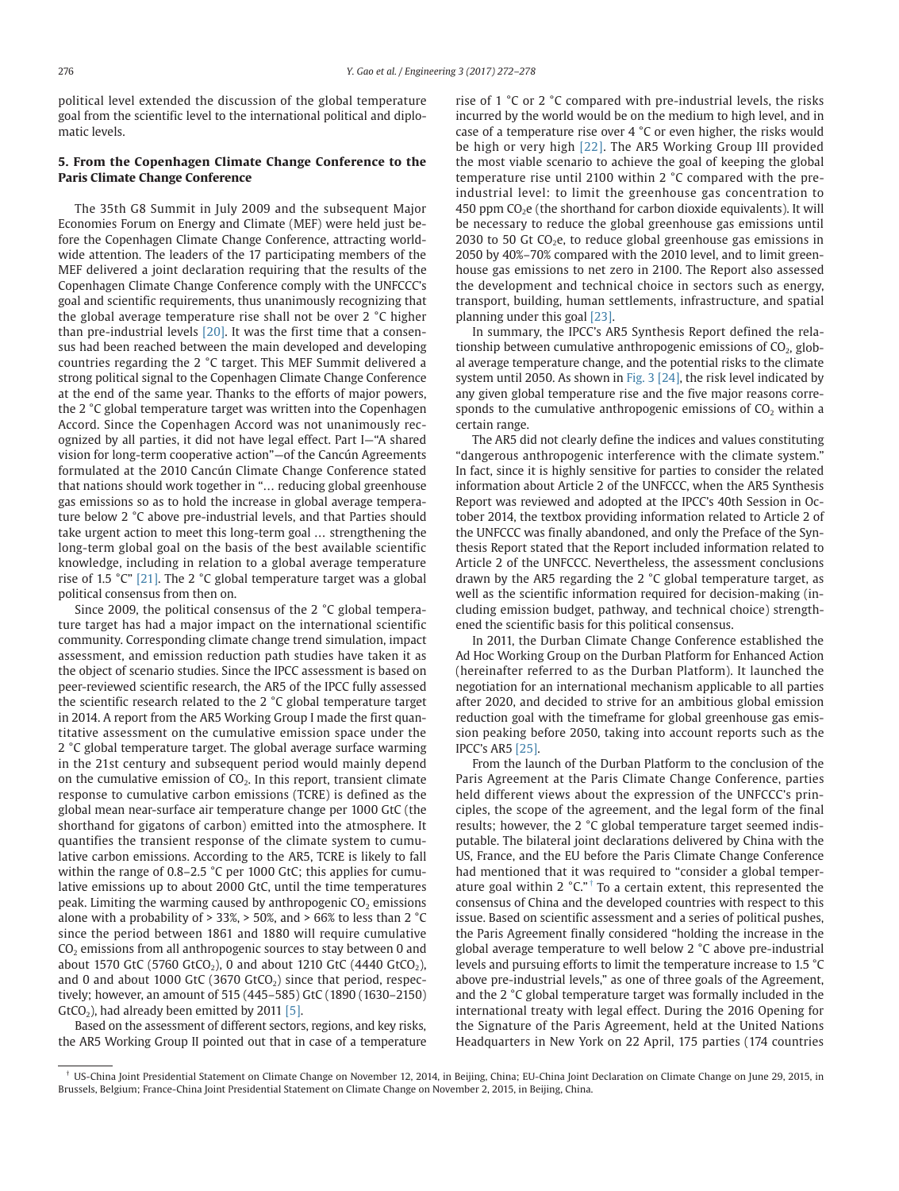political level extended the discussion of the global temperature goal from the scientific level to the international political and diplomatic levels.

## 5. From the Copenhagen Climate Change Conference to the Paris Climate Change Conference

The 35th G8 Summit in July 2009 and the subsequent Major Economies Forum on Energy and Climate (MEF) were held just before the Copenhagen Climate Change Conference, attracting worldwide attention. The leaders of the 17 participating members of the MEF delivered a joint declaration requiring that the results of the Copenhagen Climate Change Conference comply with the UNFCCC's goal and scientific requirements, thus unanimously recognizing that the global average temperature rise shall not be over 2 °C higher than pre-industrial levels [20]. It was the first time that a consensus had been reached between the main developed and developing countries regarding the 2 °C target. This MEF Summit delivered a strong political signal to the Copenhagen Climate Change Conference at the end of the same year. Thanks to the efforts of major powers, the 2 °C global temperature target was written into the Copenhagen Accord. Since the Copenhagen Accord was not unanimously recognized by all parties, it did not have legal effect. Part I—"A shared vision for long-term cooperative action"—of the Cancún Agreements formulated at the 2010 Cancún Climate Change Conference stated that nations should work together in "… reducing global greenhouse gas emissions so as to hold the increase in global average temperature below 2 °C above pre-industrial levels, and that Parties should take urgent action to meet this long-term goal … strengthening the long-term global goal on the basis of the best available scientific knowledge, including in relation to a global average temperature rise of 1.5 °C" [21]. The 2 °C global temperature target was a global political consensus from then on.

Since 2009, the political consensus of the 2 °C global temperature target has had a major impact on the international scientific community. Corresponding climate change trend simulation, impact assessment, and emission reduction path studies have taken it as the object of scenario studies. Since the IPCC assessment is based on peer-reviewed scientific research, the AR5 of the IPCC fully assessed the scientific research related to the 2 °C global temperature target in 2014. A report from the AR5 Working Group I made the first quantitative assessment on the cumulative emission space under the 2 °C global temperature target. The global average surface warming in the 21st century and subsequent period would mainly depend on the cumulative emission of $CO_2$. In this report, transient climate response to cumulative carbon emissions (TCRE) is defined as the global mean near-surface air temperature change per 1000 GtC (the shorthand for gigatons of carbon) emitted into the atmosphere. It quantifies the transient response of the climate system to cumulative carbon emissions. According to the AR5, TCRE is likely to fall within the range of 0.8–2.5 °C per 1000 GtC; this applies for cumulative emissions up to about 2000 GtC, until the time temperatures peak. Limiting the warming caused by anthropogenic $CO_2$ emissions alone with a probability of > 33%, > 50%, and > 66% to less than 2 °C since the period between 1861 and 1880 will require cumulative $CO_2$ emissions from all anthropogenic sources to stay between 0 and about 1570 GtC (5760 $GtCO_2$), 0 and about 1210 GtC (4440 $GtCO_2$), and 0 and about 1000 GtC (3670 $GtCO_2$) since that period, respectively; however, an amount of 515 (445–585) GtC (1890 (1630–2150) $GtCO_2$), had already been emitted by 2011 [5].

Based on the assessment of different sectors, regions, and key risks, the AR5 Working Group II pointed out that in case of a temperature rise of 1 °C or 2 °C compared with pre-industrial levels, the risks incurred by the world would be on the medium to high level, and in case of a temperature rise over 4 °C or even higher, the risks would be high or very high [22]. The AR5 Working Group III provided the most viable scenario to achieve the goal of keeping the global temperature rise until 2100 within 2 °C compared with the pre-industrial level: to limit the greenhouse gas concentration to 450 ppm $CO_2e$ (the shorthand for carbon dioxide equivalents). It will be necessary to reduce the global greenhouse gas emissions until 2030 to 50 Gt $CO_2e$, to reduce global greenhouse gas emissions in 2050 by 40%–70% compared with the 2010 level, and to limit greenhouse gas emissions to net zero in 2100. The Report also assessed the development and technical choice in sectors such as energy, transport, building, human settlements, infrastructure, and spatial planning under this goal [23].

In summary, the IPCC's AR5 Synthesis Report defined the relationship between cumulative anthropogenic emissions of $CO_2$, global average temperature change, and the potential risks to the climate system until 2050. As shown in Fig. 3 [24], the risk level indicated by any given global temperature rise and the five major reasons corresponds to the cumulative anthropogenic emissions of $CO_2$ within a certain range.

The AR5 did not clearly define the indices and values constituting "dangerous anthropogenic interference with the climate system." In fact, since it is highly sensitive for parties to consider the related information about Article 2 of the UNFCCC, when the AR5 Synthesis Report was reviewed and adopted at the IPCC's 40th Session in October 2014, the textbox providing information related to Article 2 of the UNFCCC was finally abandoned, and only the Preface of the Synthesis Report stated that the Report included information related to Article 2 of the UNFCCC. Nevertheless, the assessment conclusions drawn by the AR5 regarding the 2 °C global temperature target, as well as the scientific information required for decision-making (including emission budget, pathway, and technical choice) strengthened the scientific basis for this political consensus.

In 2011, the Durban Climate Change Conference established the Ad Hoc Working Group on the Durban Platform for Enhanced Action (hereinafter referred to as the Durban Platform). It launched the negotiation for an international mechanism applicable to all parties after 2020, and decided to strive for an ambitious global emission reduction goal with the timeframe for global greenhouse gas emission peaking before 2050, taking into account reports such as the IPCC's AR5 [25].

From the launch of the Durban Platform to the conclusion of the Paris Agreement at the Paris Climate Change Conference, parties held different views about the expression of the UNFCCC's principles, the scope of the agreement, and the legal form of the final results; however, the 2 °C global temperature target seemed indisputable. The bilateral joint declarations delivered by China with the US, France, and the EU before the Paris Climate Change Conference had mentioned that it was required to "consider a global temperature goal within 2 °C."[†] To a certain extent, this represented the consensus of China and the developed countries with respect to this issue. Based on scientific assessment and a series of political pushes, the Paris Agreement finally considered "holding the increase in the global average temperature to well below 2 °C above pre-industrial levels and pursuing efforts to limit the temperature increase to 1.5 °C above pre-industrial levels," as one of three goals of the Agreement, and the 2 °C global temperature target was formally included in the international treaty with legal effect. During the 2016 Opening for the Signature of the Paris Agreement, held at the United Nations Headquarters in New York on 22 April, 175 parties (174 countries

[†] US-China Joint Presidential Statement on Climate Change on November 12, 2014, in Beijing, China; EU-China Joint Declaration on Climate Change on June 29, 2015, in Brussels, Belgium; France-China Joint Presidential Statement on Climate Change on November 2, 2015, in Beijing, China.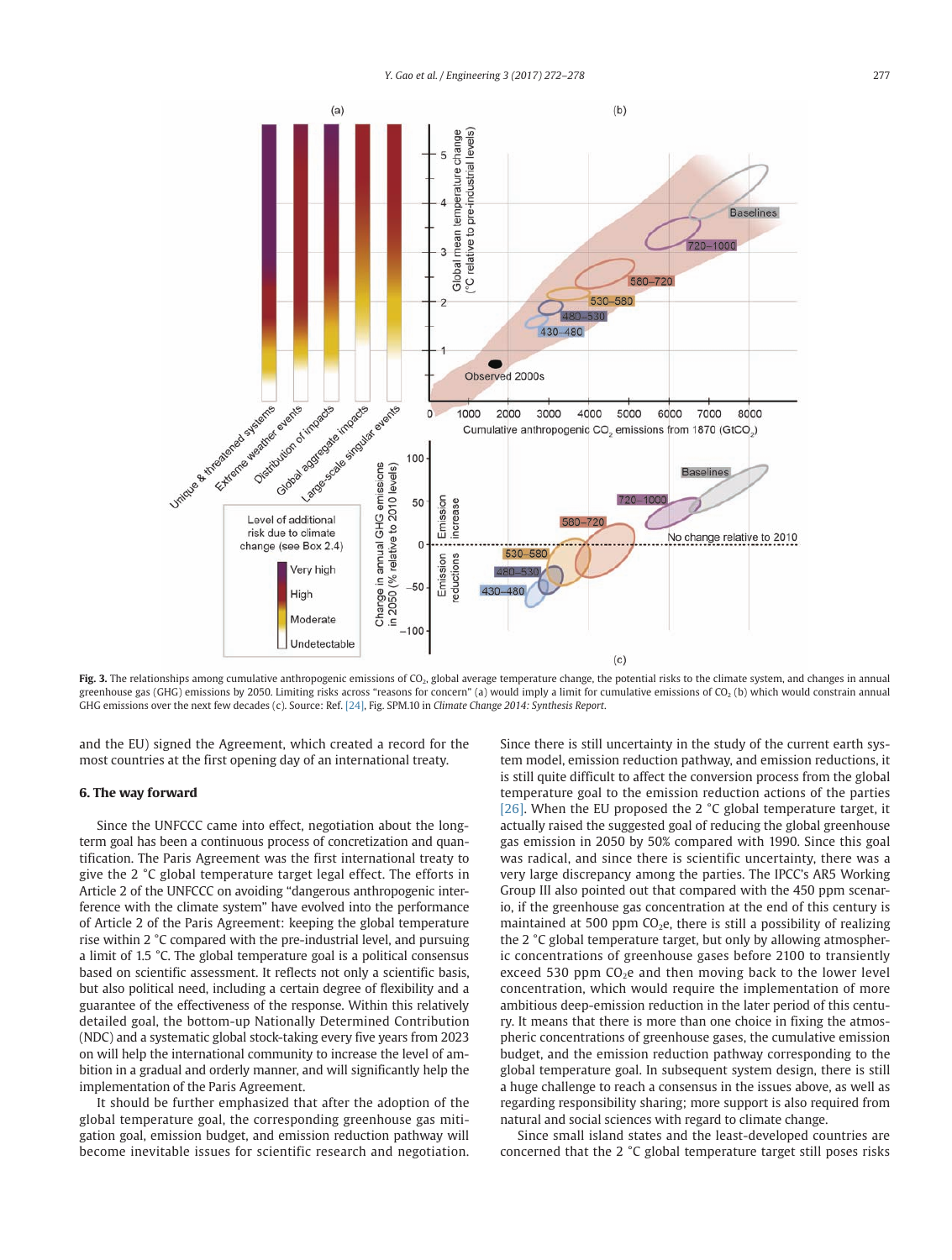**Fig. 3.** The relationships among cumulative anthropogenic emissions of $CO_2$, global average temperature change, the potential risks to the climate system, and changes in annual greenhouse gas (GHG) emissions by 2050. Limiting risks across "reasons for concern" (a) would imply a limit for cumulative emissions of $CO_2$ (b) which would constrain annual GHG emissions over the next few decades (c). Source: Ref. [24], Fig. SPM.10 in *Climate Change 2014: Synthesis Report*.

and the EU) signed the Agreement, which created a record for the most countries at the first opening day of an international treaty.

## 6. The way forward

Since the UNFCCC came into effect, negotiation about the long-term goal has been a continuous process of concretization and quantification. The Paris Agreement was the first international treaty to give the 2 °C global temperature target legal effect. The efforts in Article 2 of the UNFCCC on avoiding "dangerous anthropogenic interference with the climate system" have evolved into the performance of Article 2 of the Paris Agreement: keeping the global temperature rise within 2 °C compared with the pre-industrial level, and pursuing a limit of 1.5 °C. The global temperature goal is a political consensus based on scientific assessment. It reflects not only a scientific basis, but also political need, including a certain degree of flexibility and a guarantee of the effectiveness of the response. Within this relatively detailed goal, the bottom-up Nationally Determined Contribution (NDC) and a systematic global stock-taking every five years from 2023 on will help the international community to increase the level of ambition in a gradual and orderly manner, and will significantly help the implementation of the Paris Agreement.

It should be further emphasized that after the adoption of the global temperature goal, the corresponding greenhouse gas mitigation goal, emission budget, and emission reduction pathway will become inevitable issues for scientific research and negotiation. Since there is still uncertainty in the study of the current earth system model, emission reduction pathway, and emission reductions, it is still quite difficult to affect the conversion process from the global temperature goal to the emission reduction actions of the parties [26]. When the EU proposed the 2 °C global temperature target, it actually raised the suggested goal of reducing the global greenhouse gas emission in 2050 by 50% compared with 1990. Since this goal was radical, and since there is scientific uncertainty, there was a very large discrepancy among the parties. The IPCC's AR5 Working Group III also pointed out that compared with the 450 ppm scenario, if the greenhouse gas concentration at the end of this century is maintained at 500 ppm $CO_2$e, there is still a possibility of realizing the 2 °C global temperature target, but only by allowing atmospheric concentrations of greenhouse gases before 2100 to transiently exceed 530 ppm $CO_2$e and then moving back to the lower level concentration, which would require the implementation of more ambitious deep-emission reduction in the later period of this century. It means that there is more than one choice in fixing the atmospheric concentrations of greenhouse gases, the cumulative emission budget, and the emission reduction pathway corresponding to the global temperature goal. In subsequent system design, there is still a huge challenge to reach a consensus in the issues above, as well as regarding responsibility sharing; more support is also required from natural and social sciences with regard to climate change.

Since small island states and the least-developed countries are concerned that the 2 °C global temperature target still poses risks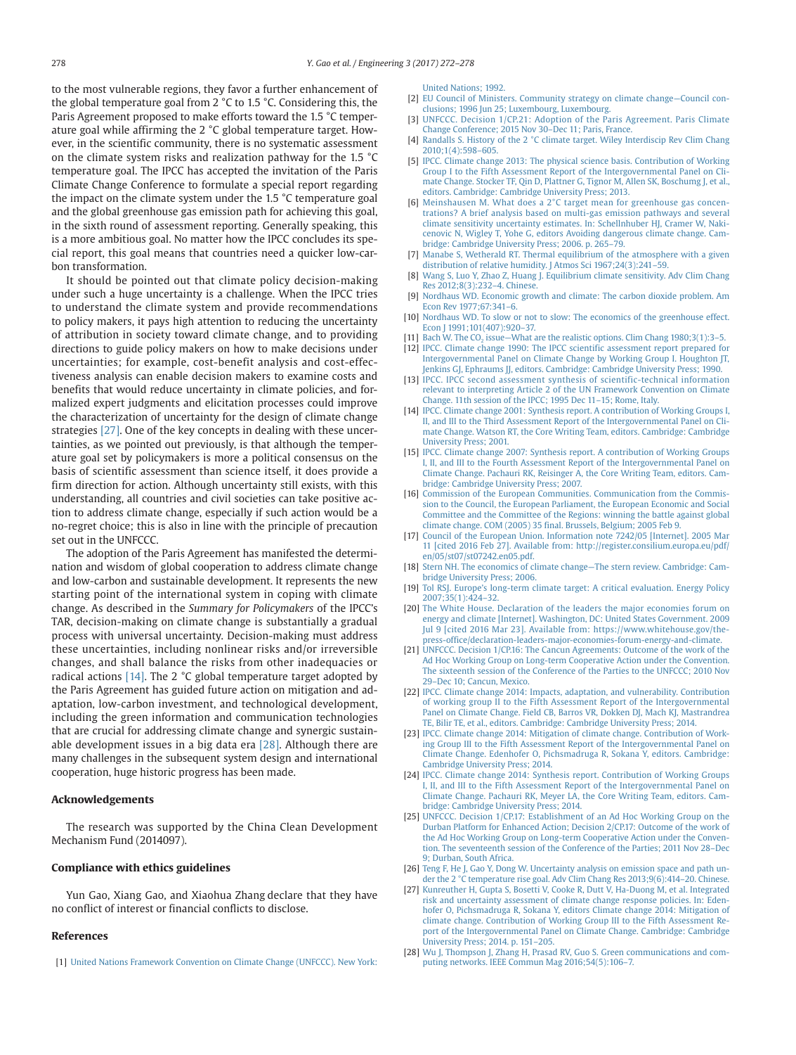to the most vulnerable regions, they favor a further enhancement of the global temperature goal from 2 °C to 1.5 °C. Considering this, the Paris Agreement proposed to make efforts toward the 1.5 °C temperature goal while affirming the 2 °C global temperature target. However, in the scientific community, there is no systematic assessment on the climate system risks and realization pathway for the 1.5 °C temperature goal. The IPCC has accepted the invitation of the Paris Climate Change Conference to formulate a special report regarding the impact on the climate system under the 1.5 °C temperature goal and the global greenhouse gas emission path for achieving this goal, in the sixth round of assessment reporting. Generally speaking, this is a more ambitious goal. No matter how the IPCC concludes its special report, this goal means that countries need a quicker low-carbon transformation.

It should be pointed out that climate policy decision-making under such a huge uncertainty is a challenge. When the IPCC tries to understand the climate system and provide recommendations to policy makers, it pays high attention to reducing the uncertainty of attribution in society toward climate change, and to providing directions to guide policy makers on how to make decisions under uncertainties; for example, cost-benefit analysis and cost-effectiveness analysis can enable decision makers to examine costs and benefits that would reduce uncertainty in climate policies, and formalized expert judgments and elicitation processes could improve the characterization of uncertainty for the design of climate change strategies [27]. One of the key concepts in dealing with these uncertainties, as we pointed out previously, is that although the temperature goal set by policymakers is more a political consensus on the basis of scientific assessment than science itself, it does provide a firm direction for action. Although uncertainty still exists, with this understanding, all countries and civil societies can take positive action to address climate change, especially if such action would be a no-regret choice; this is also in line with the principle of precaution set out in the UNFCCC.

The adoption of the Paris Agreement has manifested the determination and wisdom of global cooperation to address climate change and low-carbon and sustainable development. It represents the new starting point of the international system in coping with climate change. As described in the *Summary for Policymakers* of the IPCC's TAR, decision-making on climate change is substantially a gradual process with universal uncertainty. Decision-making must address these uncertainties, including nonlinear risks and/or irreversible changes, and shall balance the risks from other inadequacies or radical actions [14]. The 2 °C global temperature target adopted by the Paris Agreement has guided future action on mitigation and adaptation, low-carbon investment, and technological development, including the green information and communication technologies that are crucial for addressing climate change and synergic sustainable development issues in a big data era [28]. Although there are many challenges in the subsequent system design and international cooperation, huge historic progress has been made.

## Acknowledgements

The research was supported by the China Clean Development Mechanism Fund (2014097).

## Compliance with ethics guidelines

Yun Gao, Xiang Gao, and Xiaohua Zhang declare that they have no conflict of interest or financial conflicts to disclose.

## References

[1] United Nations Framework Convention on Climate Change (UNFCCC). New York: United Nations; 1992.

[2] EU Council of Ministers. Community strategy on climate change—Council conclusions; 1996 Jun 25; Luxembourg, Luxembourg.

[3] UNFCCC. Decision 1/CP.21: Adoption of the Paris Agreement. Paris Climate Change Conference; 2015 Nov 30–Dec 11; Paris, France.

[4] Randalls S. History of the 2 °C climate target. Wiley Interdiscip Rev Clim Chang 2010;1(4):598–605.

[5] IPCC. Climate change 2013: The physical science basis. Contribution of Working Group I to the Fifth Assessment Report of the Intergovernmental Panel on Climate Change. Stocker TF, Qin D, Plattner G, Tignor M, Allen SK, Boschumg J, et al., editors. Cambridge: Cambridge University Press; 2013.

[6] Meinshausen M. What does a 2°C target mean for greenhouse gas concentrations? A brief analysis based on multi-gas emission pathways and several climate sensitivity uncertainty estimates. In: Schellnhuber HJ, Cramer W, Nakicenovic N, Wigley T, Yohe G, editors Avoiding dangerous climate change. Cambridge: Cambridge University Press; 2006. p. 265–79.

[7] Manabe S, Wetherald RT. Thermal equilibrium of the atmosphere with a given distribution of relative humidity. J Atmos Sci 1967;24(3):241–59.

[8] Wang S, Luo Y, Zhao Z, Huang J. Equilibrium climate sensitivity. Adv Clim Chang Res 2012;8(3):232–4. Chinese.

[9] Nordhaus WD. Economic growth and climate: The carbon dioxide problem. Am Econ Rev 1977;67:341–6.

[10] Nordhaus WD. To slow or not to slow: The economics of the greenhouse effect. Econ J 1991;101(407):920–37.

[11] Bach W. The $CO_2$ issue—What are the realistic options. Clim Chang 1980;3(1):3–5.

[12] IPCC. Climate change 1990: The IPCC scientific assessment report prepared for Intergovernmental Panel on Climate Change by Working Group I. Houghton JT, Jenkins GJ, Ephraums JJ, editors. Cambridge: Cambridge University Press; 1990.

[13] IPCC. IPCC second assessment synthesis of scientific-technical information relevant to interpreting Article 2 of the UN Framework Convention on Climate Change. 11th session of the IPCC; 1995 Dec 11–15; Rome, Italy.

[14] IPCC. Climate change 2001: Synthesis report. A contribution of Working Groups I, II, and III to the Third Assessment Report of the Intergovernmental Panel on Climate Change. Watson RT, the Core Writing Team, editors. Cambridge: Cambridge University Press; 2001.

[15] IPCC. Climate change 2007: Synthesis report. A contribution of Working Groups I, II, and III to the Fourth Assessment Report of the Intergovernmental Panel on Climate Change. Pachauri RK, Reisinger A, the Core Writing Team, editors. Cambridge: Cambridge University Press; 2007.

[16] Commission of the European Communities. Communication from the Commission to the Council, the European Parliament, the European Economic and Social Committee and the Committee of the Regions: winning the battle against global climate change. COM (2005) 35 final. Brussels, Belgium; 2005 Feb 9.

[17] Council of the European Union. Information note 7242/05 [Internet]. 2005 Mar 11 [cited 2016 Feb 27]. Available from: http://register.consilium.europa.eu/pdf/en/05/st07/st07242.en05.pdf.

[18] Stern NH. The economics of climate change—The stern review. Cambridge: Cambridge University Press; 2006.

[19] Tol RSJ. Europe's long-term climate target: A critical evaluation. Energy Policy 2007;35(1):424–32.

[20] The White House. Declaration of the leaders the major economies forum on energy and climate [Internet]. Washington, DC: United States Government. 2009 Jul 9 [cited 2016 Mar 23]. Available from: https://www.whitehouse.gov/the-press-office/declaration-leaders-major-economies-forum-energy-and-climate.

[21] UNFCCC. Decision 1/CP.16: The Cancun Agreements: Outcome of the work of the Ad Hoc Working Group on Long-term Cooperative Action under the Convention. The sixteenth session of the Conference of the Parties to the UNFCCC; 2010 Nov 29–Dec 10; Cancun, Mexico.

[22] IPCC. Climate change 2014: Impacts, adaptation, and vulnerability. Contribution of working group II to the Fifth Assessment Report of the Intergovernmental Panel on Climate Change. Field CB, Barros VR, Dokken DJ, Mach KJ, Mastrandrea TE, Bilir TE, et al., editors. Cambridge: Cambridge University Press; 2014.

[23] IPCC. Climate change 2014: Mitigation of climate change. Contribution of Working Group III to the Fifth Assessment Report of the Intergovernmental Panel on Climate Change. Edenhofer O, Pichsmadruga R, Sokana Y, editors. Cambridge: Cambridge University Press; 2014.

[24] IPCC. Climate change 2014: Synthesis report. Contribution of Working Groups I, II, and III to the Fifth Assessment Report of the Intergovernmental Panel on Climate Change. Pachauri RK, Meyer LA, the Core Writing Team, editors. Cambridge: Cambridge University Press; 2014.

[25] UNFCCC. Decision 1/CP.17: Establishment of an Ad Hoc Working Group on the Durban Platform for Enhanced Action; Decision 2/CP.17: Outcome of the work of the Ad Hoc Working Group on Long-term Cooperative Action under the Convention. The seventeenth session of the Conference of the Parties; 2011 Nov 28–Dec 9; Durban, South Africa.

[26] Teng F, He J, Gao Y, Dong W. Uncertainty analysis on emission space and path under the 2 °C temperature rise goal. Adv Clim Chang Res 2013;9(6):414–20. Chinese.

[27] Kunreuther H, Gupta S, Bosetti V, Cooke R, Dutt V, Ha-Duong M, et al. Integrated risk and uncertainty assessment of climate change response policies. In: Edenhofer O, Pichsmadruga R, Sokana Y, editors Climate change 2014: Mitigation of climate change. Contribution of Working Group III to the Fifth Assessment Report of the Intergovernmental Panel on Climate Change. Cambridge: Cambridge University Press; 2014. p. 151–205.

[28] Wu J, Thompson J, Zhang H, Prasad RV, Guo S. Green communications and computing networks. IEEE Commun Mag 2016;54(5):106–7.